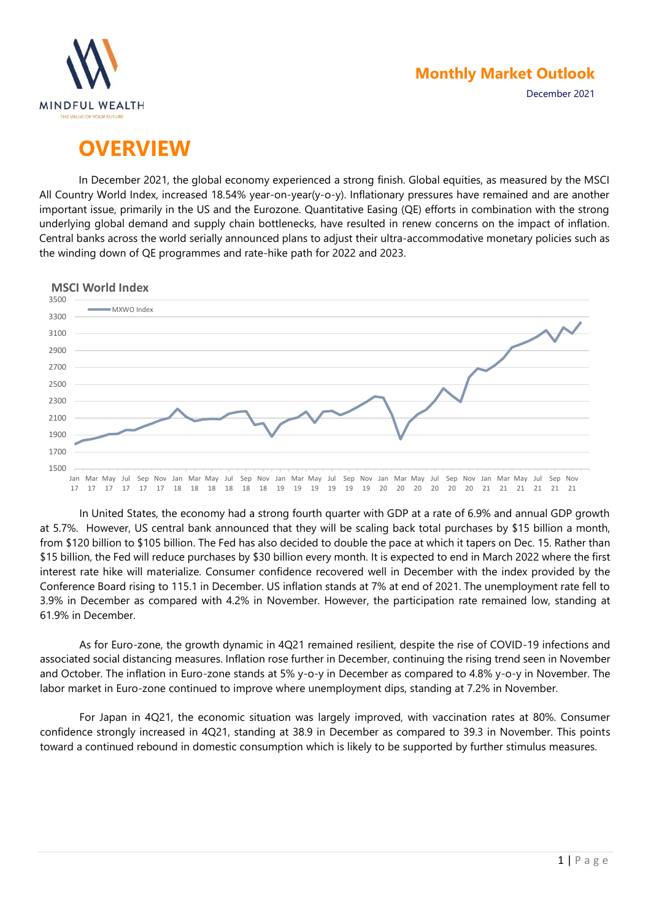**Monthly Market Outlook**

December 2021

# OVERVIEW

In December 2021, the global economy experienced a strong finish. Global equities, as measured by the MSCI All Country World Index, increased 18.54% year-on-year(y-o-y). Inflationary pressures have remained and are another important issue, primarily in the US and the Eurozone. Quantitative Easing (QE) efforts in combination with the strong underlying global demand and supply chain bottlenecks, have resulted in renew concerns on the impact of inflation. Central banks across the world serially announced plans to adjust their ultra-accommodative monetary policies such as the winding down of QE programmes and rate-hike path for 2022 and 2023.

**MSCI World Index**

In United States, the economy had a strong fourth quarter with GDP at a rate of 6.9% and annual GDP growth at 5.7%. However, US central bank announced that they will be scaling back total purchases by $15 billion a month, from $120 billion to $105 billion. The Fed has also decided to double the pace at which it tapers on Dec. 15. Rather than $15 billion, the Fed will reduce purchases by $30 billion every month. It is expected to end in March 2022 where the first interest rate hike will materialize. Consumer confidence recovered well in December with the index provided by the Conference Board rising to 115.1 in December. US inflation stands at 7% at end of 2021. The unemployment rate fell to 3.9% in December as compared with 4.2% in November. However, the participation rate remained low, standing at 61.9% in December.

As for Euro-zone, the growth dynamic in 4Q21 remained resilient, despite the rise of COVID-19 infections and associated social distancing measures. Inflation rose further in December, continuing the rising trend seen in November and October. The inflation in Euro-zone stands at 5% y-o-y in December as compared to 4.8% y-o-y in November. The labor market in Euro-zone continued to improve where unemployment dips, standing at 7.2% in November.

For Japan in 4Q21, the economic situation was largely improved, with vaccination rates at 80%. Consumer confidence strongly increased in 4Q21, standing at 38.9 in December as compared to 39.3 in November. This points toward a continued rebound in domestic consumption which is likely to be supported by further stimulus measures.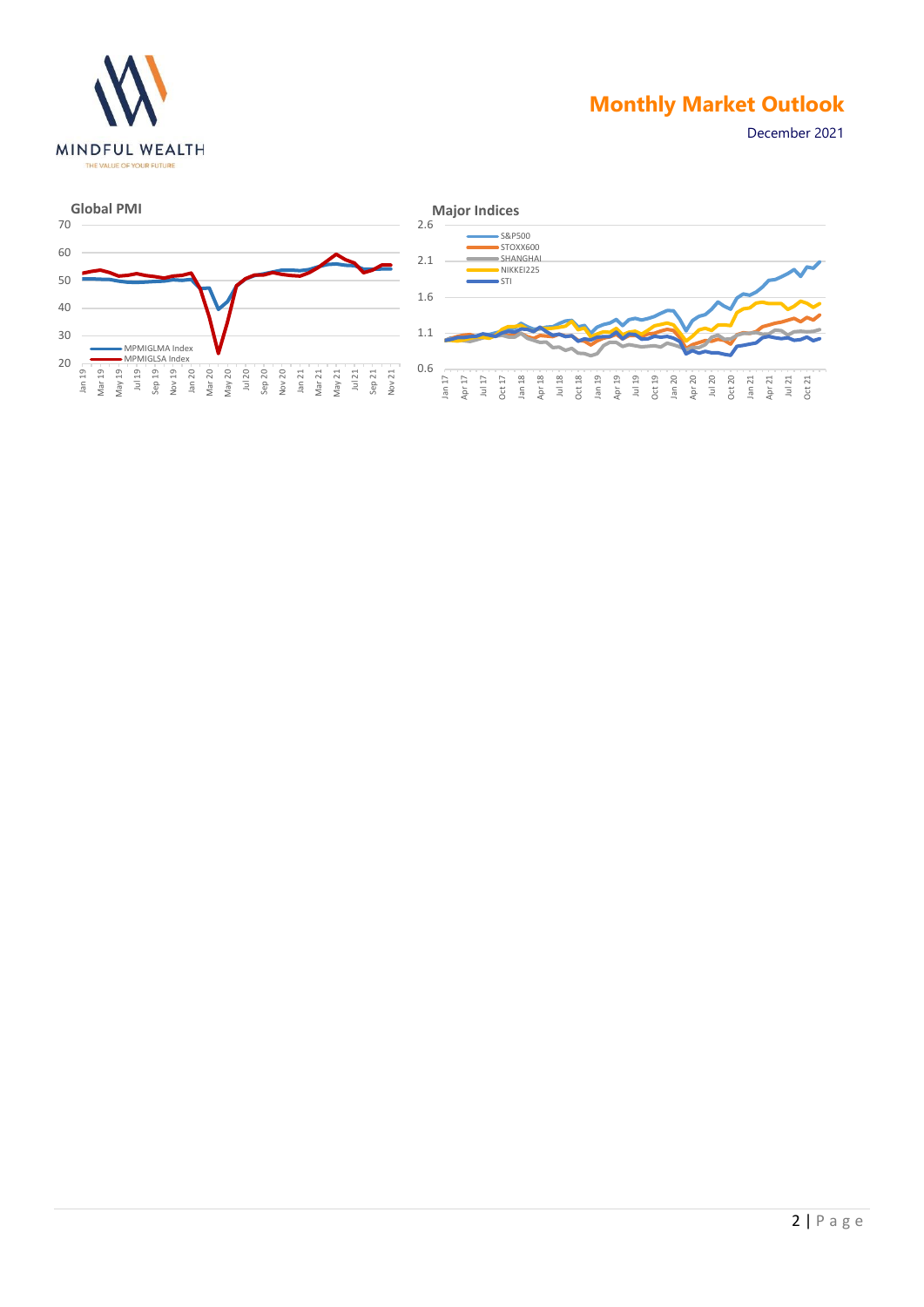**Global PMI**

**Major Indices**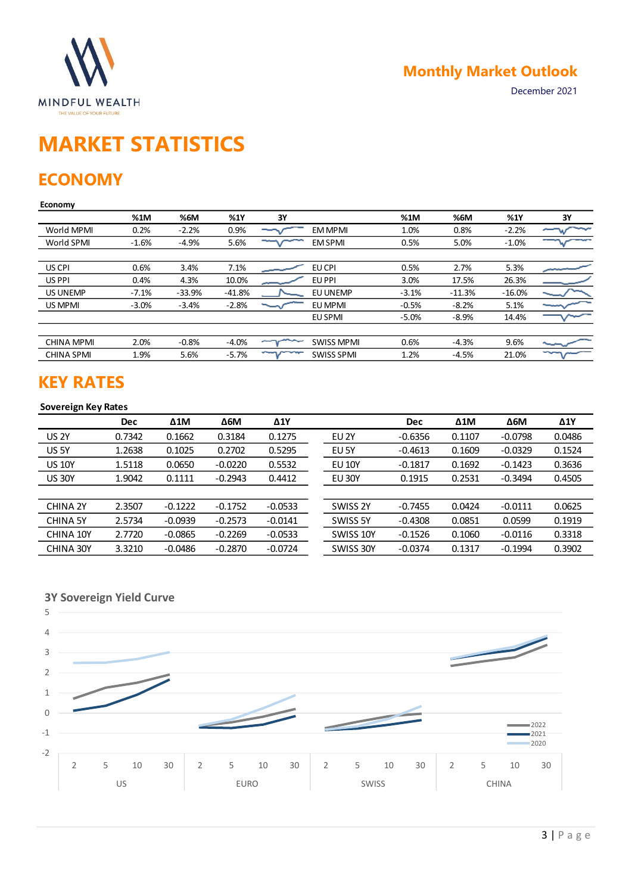# MARKET STATISTICS

## ECONOMY

**Economy**

| | %1M | %6M | %1Y | 3Y | | %1M | %6M | %1Y | 3Y |
|---|---|---|---|---|---|---|---|---|---|
| World MPMI | 0.2% | -2.2% | 0.9% | | EM MPMI | 1.0% | 0.8% | -2.2% | |
| World SPMI | -1.6% | -4.9% | 5.6% | | EM SPMI | 0.5% | 5.0% | -1.0% | |
| | | | | | | | | | |
| US CPI | 0.6% | 3.4% | 7.1% | | EU CPI | 0.5% | 2.7% | 5.3% | |
| US PPI | 0.4% | 4.3% | 10.0% | | EU PPI | 3.0% | 17.5% | 26.3% | |
| US UNEMP | -7.1% | -33.9% | -41.8% | | EU UNEMP | -3.1% | -11.3% | -16.0% | |
| US MPMI | -3.0% | -3.4% | -2.8% | | EU MPMI | -0.5% | -8.2% | 5.1% | |
| | | | | | EU SPMI | -5.0% | -8.9% | 14.4% | |
| | | | | | | | | | |
| CHINA MPMI | 2.0% | -0.8% | -4.0% | | SWISS MPMI | 0.6% | -4.3% | 9.6% | |
| CHINA SPMI | 1.9% | 5.6% | -5.7% | | SWISS SPMI | 1.2% | -4.5% | 21.0% | |

## KEY RATES

**Sovereign Key Rates**

| | Dec | Δ1M | Δ6M | Δ1Y | | Dec | Δ1M | Δ6M | Δ1Y |
|---|---|---|---|---|---|---|---|---|---|
| US 2Y | 0.7342 | 0.1662 | 0.3184 | 0.1275 | EU 2Y | -0.6356 | 0.1107 | -0.0798 | 0.0486 |
| US 5Y | 1.2638 | 0.1025 | 0.2702 | 0.5295 | EU 5Y | -0.4613 | 0.1609 | -0.0329 | 0.1524 |
| US 10Y | 1.5118 | 0.0650 | -0.0220 | 0.5532 | EU 10Y | -0.1817 | 0.1692 | -0.1423 | 0.3636 |
| US 30Y | 1.9042 | 0.1111 | -0.2943 | 0.4412 | EU 30Y | 0.1915 | 0.2531 | -0.3494 | 0.4505 |
| | | | | | | | | | |
| CHINA 2Y | 2.3507 | -0.1222 | -0.1752 | -0.0533 | SWISS 2Y | -0.7455 | 0.0424 | -0.0111 | 0.0625 |
| CHINA 5Y | 2.5734 | -0.0939 | -0.2573 | -0.0141 | SWISS 5Y | -0.4308 | 0.0851 | 0.0599 | 0.1919 |
| CHINA 10Y | 2.7720 | -0.0865 | -0.2269 | -0.0533 | SWISS 10Y | -0.1526 | 0.1060 | -0.0116 | 0.3318 |
| CHINA 30Y | 3.3210 | -0.0486 | -0.2870 | -0.0724 | SWISS 30Y | -0.0374 | 0.1317 | -0.1994 | 0.3902 |

**3Y Sovereign Yield Curve**

Legend: 2022, 2021, 2020

Groups: US, EURO, SWISS, CHINA (maturities 2, 5, 10, 30)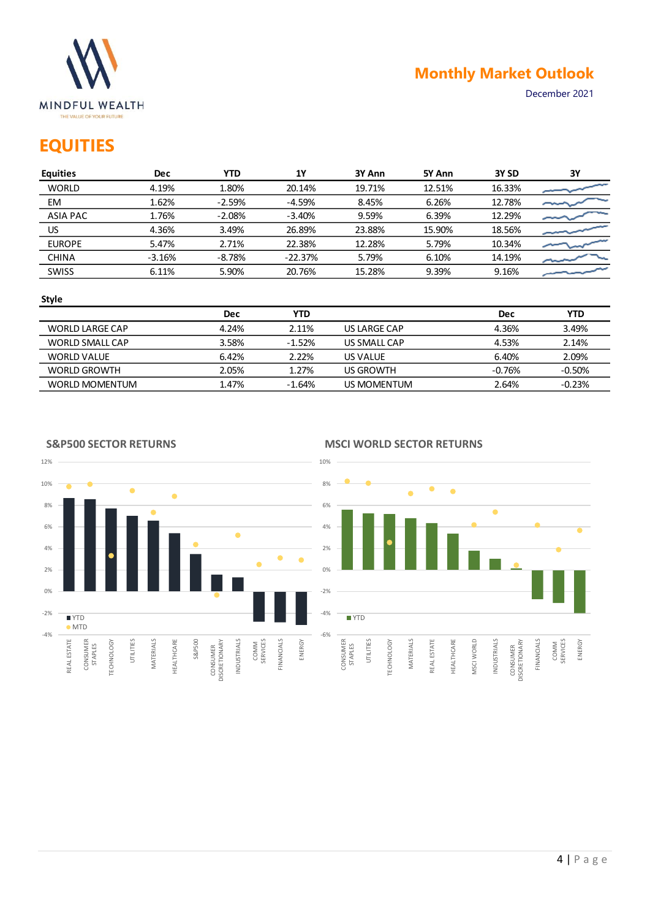## EQUITIES

| Equities | Dec | YTD | 1Y | 3Y Ann | 5Y Ann | 3Y SD | 3Y |
|---|---|---|---|---|---|---|---|
| WORLD | 4.19% | 1.80% | 20.14% | 19.71% | 12.51% | 16.33% | |
| EM | 1.62% | -2.59% | -4.59% | 8.45% | 6.26% | 12.78% | |
| ASIA PAC | 1.76% | -2.08% | -3.40% | 9.59% | 6.39% | 12.29% | |
| US | 4.36% | 3.49% | 26.89% | 23.88% | 15.90% | 18.56% | |
| EUROPE | 5.47% | 2.71% | 22.38% | 12.28% | 5.79% | 10.34% | |
| CHINA | -3.16% | -8.78% | -22.37% | 5.79% | 6.10% | 14.19% | |
| SWISS | 6.11% | 5.90% | 20.76% | 15.28% | 9.39% | 9.16% | |

**Style**

| | Dec | YTD | | Dec | YTD |
|---|---|---|---|---|---|
| WORLD LARGE CAP | 4.24% | 2.11% | US LARGE CAP | 4.36% | 3.49% |
| WORLD SMALL CAP | 3.58% | -1.52% | US SMALL CAP | 4.53% | 2.14% |
| WORLD VALUE | 6.42% | 2.22% | US VALUE | 6.40% | 2.09% |
| WORLD GROWTH | 2.05% | 1.27% | US GROWTH | -0.76% | -0.50% |
| WORLD MOMENTUM | 1.47% | -1.64% | US MOMENTUM | 2.64% | -0.23% |

**S&P500 SECTOR RETURNS**

**MSCI WORLD SECTOR RETURNS**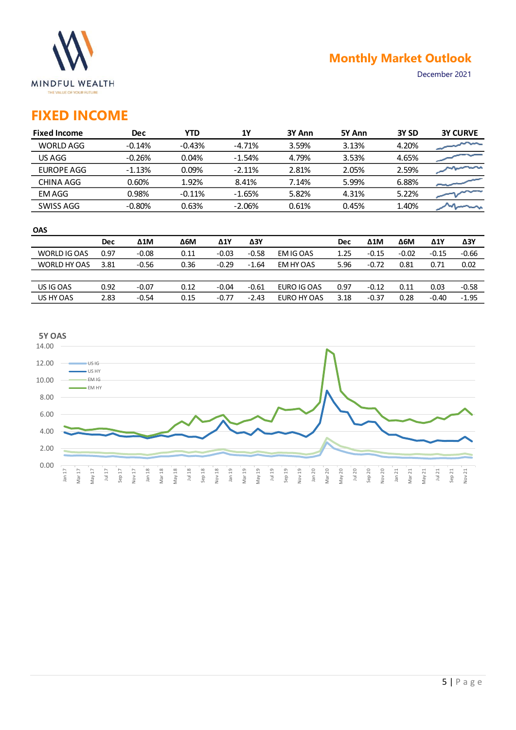MINDFUL WEALTH
THE VALUE OF YOUR FUTURE

**Monthly Market Outlook**

December 2021

# FIXED INCOME

| Fixed Income | Dec | YTD | 1Y | 3Y Ann | 5Y Ann | 3Y SD | 3Y CURVE |
|---|---|---|---|---|---|---|---|
| WORLD AGG | -0.14% | -0.43% | -4.71% | 3.59% | 3.13% | 4.20% | |
| US AGG | -0.26% | 0.04% | -1.54% | 4.79% | 3.53% | 4.65% | |
| EUROPE AGG | -1.13% | 0.09% | -2.11% | 2.81% | 2.05% | 2.59% | |
| CHINA AGG | 0.60% | 1.92% | 8.41% | 7.14% | 5.99% | 6.88% | |
| EM AGG | 0.98% | -0.11% | -1.65% | 5.82% | 4.31% | 5.22% | |
| SWISS AGG | -0.80% | 0.63% | -2.06% | 0.61% | 0.45% | 1.40% | |

**OAS**

| | Dec | Δ1M | Δ6M | Δ1Y | Δ3Y | | Dec | Δ1M | Δ6M | Δ1Y | Δ3Y |
|---|---|---|---|---|---|---|---|---|---|---|---|
| WORLD IG OAS | 0.97 | -0.08 | 0.11 | -0.03 | -0.58 | EM IG OAS | 1.25 | -0.15 | -0.02 | -0.15 | -0.66 |
| WORLD HY OAS | 3.81 | -0.56 | 0.36 | -0.29 | -1.64 | EM HY OAS | 5.96 | -0.72 | 0.81 | 0.71 | 0.02 |
| US IG OAS | 0.92 | -0.07 | 0.12 | -0.04 | -0.61 | EURO IG OAS | 0.97 | -0.12 | 0.11 | 0.03 | -0.58 |
| US HY OAS | 2.83 | -0.54 | 0.15 | -0.77 | -2.43 | EURO HY OAS | 3.18 | -0.37 | 0.28 | -0.40 | -1.95 |

**5Y OAS**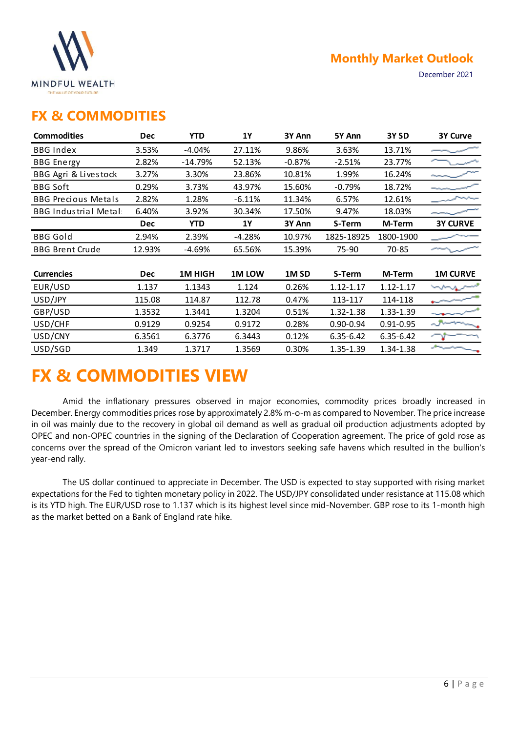## FX & COMMODITIES

| Commodities | Dec | YTD | 1Y | 3Y Ann | 5Y Ann | 3Y SD | 3Y Curve |
|---|---|---|---|---|---|---|---|
| BBG Index | 3.53% | -4.04% | 27.11% | 9.86% | 3.63% | 13.71% | |
| BBG Energy | 2.82% | -14.79% | 52.13% | -0.87% | -2.51% | 23.77% | |
| BBG Agri & Livestock | 3.27% | 3.30% | 23.86% | 10.81% | 1.99% | 16.24% | |
| BBG Soft | 0.29% | 3.73% | 43.97% | 15.60% | -0.79% | 18.72% | |
| BBG Precious Metals | 2.82% | 1.28% | -6.11% | 11.34% | 6.57% | 12.61% | |
| BBG Industrial Metal | 6.40% | 3.92% | 30.34% | 17.50% | 9.47% | 18.03% | |
| | **Dec** | **YTD** | **1Y** | **3Y Ann** | **S-Term** | **M-Term** | **3Y CURVE** |
| BBG Gold | 2.94% | 2.39% | -4.28% | 10.97% | 1825-18925 | 1800-1900 | |
| BBG Brent Crude | 12.93% | -4.69% | 65.56% | 15.39% | 75-90 | 70-85 | |

| Currencies | Dec | 1M HIGH | 1M LOW | 1M SD | S-Term | M-Term | 1M CURVE |
|---|---|---|---|---|---|---|---|
| EUR/USD | 1.137 | 1.1343 | 1.124 | 0.26% | 1.12-1.17 | 1.12-1.17 | |
| USD/JPY | 115.08 | 114.87 | 112.78 | 0.47% | 113-117 | 114-118 | |
| GBP/USD | 1.3532 | 1.3441 | 1.3204 | 0.51% | 1.32-1.38 | 1.33-1.39 | |
| USD/CHF | 0.9129 | 0.9254 | 0.9172 | 0.28% | 0.90-0.94 | 0.91-0.95 | |
| USD/CNY | 6.3561 | 6.3776 | 6.3443 | 0.12% | 6.35-6.42 | 6.35-6.42 | |
| USD/SGD | 1.349 | 1.3717 | 1.3569 | 0.30% | 1.35-1.39 | 1.34-1.38 | |

# FX & COMMODITIES VIEW

Amid the inflationary pressures observed in major economies, commodity prices broadly increased in December. Energy commodities prices rose by approximately 2.8% m-o-m as compared to November. The price increase in oil was mainly due to the recovery in global oil demand as well as gradual oil production adjustments adopted by OPEC and non-OPEC countries in the signing of the Declaration of Cooperation agreement. The price of gold rose as concerns over the spread of the Omicron variant led to investors seeking safe havens which resulted in the bullion's year-end rally.

The US dollar continued to appreciate in December. The USD is expected to stay supported with rising market expectations for the Fed to tighten monetary policy in 2022. The USD/JPY consolidated under resistance at 115.08 which is its YTD high. The EUR/USD rose to 1.137 which is its highest level since mid-November. GBP rose to its 1-month high as the market betted on a Bank of England rate hike.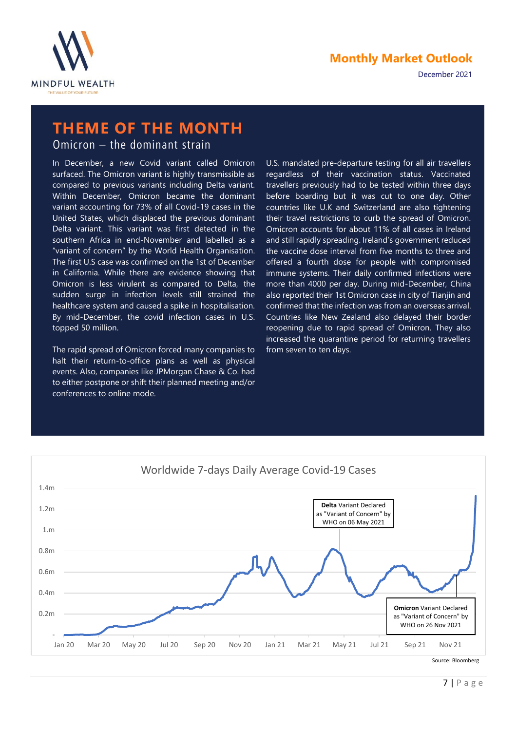# THEME OF THE MONTH

## Omicron – the dominant strain

In December, a new Covid variant called Omicron surfaced. The Omicron variant is highly transmissible as compared to previous variants including Delta variant. Within December, Omicron became the dominant variant accounting for 73% of all Covid-19 cases in the United States, which displaced the previous dominant Delta variant. This variant was first detected in the southern Africa in end-November and labelled as a "variant of concern" by the World Health Organisation. The first U.S case was confirmed on the 1st of December in California. While there are evidence showing that Omicron is less virulent as compared to Delta, the sudden surge in infection levels still strained the healthcare system and caused a spike in hospitalisation. By mid-December, the covid infection cases in U.S. topped 50 million.

The rapid spread of Omicron forced many companies to halt their return-to-office plans as well as physical events. Also, companies like JPMorgan Chase & Co. had to either postpone or shift their planned meeting and/or conferences to online mode.

U.S. mandated pre-departure testing for all air travellers regardless of their vaccination status. Vaccinated travellers previously had to be tested within three days before boarding but it was cut to one day. Other countries like U.K and Switzerland are also tightening their travel restrictions to curb the spread of Omicron. Omicron accounts for about 11% of all cases in Ireland and still rapidly spreading. Ireland's government reduced the vaccine dose interval from five months to three and offered a fourth dose for people with compromised immune systems. Their daily confirmed infections were more than 4000 per day. During mid-December, China also reported their 1st Omicron case in city of Tianjin and confirmed that the infection was from an overseas arrival. Countries like New Zealand also delayed their border reopening due to rapid spread of Omicron. They also increased the quarantine period for returning travellers from seven to ten days.

**Worldwide 7-days Daily Average Covid-19 Cases**

Y-axis: -, 0.2m, 0.4m, 0.6m, 0.8m, 1.m, 1.2m, 1.4m

X-axis: Jan 20, Mar 20, May 20, Jul 20, Sep 20, Nov 20, Jan 21, Mar 21, May 21, Jul 21, Sep 21, Nov 21

Annotations:
- **Delta** Variant Declared as "Variant of Concern" by WHO on 06 May 2021
- **Omicron** Variant Declared as "Variant of Concern" by WHO on 26 Nov 2021

Source: Bloomberg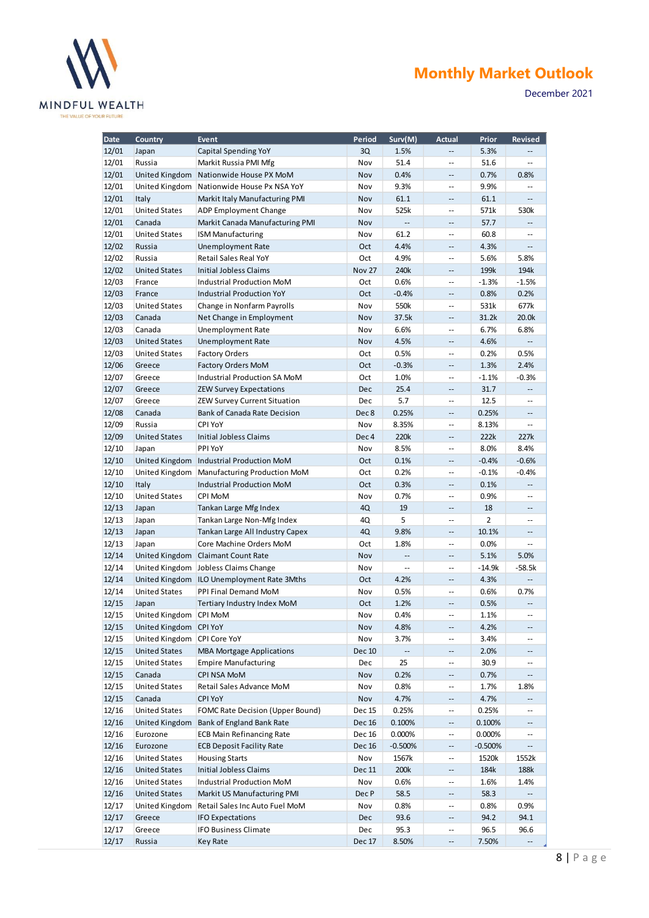| Date | Country | Event | Period | Surv(M) | Actual | Prior | Revised |
|---|---|---|---|---|---|---|---|
| 12/01 | Japan | Capital Spending YoY | 3Q | 1.5% | -- | 5.3% | -- |
| 12/01 | Russia | Markit Russia PMI Mfg | Nov | 51.4 | -- | 51.6 | -- |
| 12/01 | United Kingdom | Nationwide House PX MoM | Nov | 0.4% | -- | 0.7% | 0.8% |
| 12/01 | United Kingdom | Nationwide House Px NSA YoY | Nov | 9.3% | -- | 9.9% | -- |
| 12/01 | Italy | Markit Italy Manufacturing PMI | Nov | 61.1 | -- | 61.1 | -- |
| 12/01 | United States | ADP Employment Change | Nov | 525k | -- | 571k | 530k |
| 12/01 | Canada | Markit Canada Manufacturing PMI | Nov | -- | -- | 57.7 | -- |
| 12/01 | United States | ISM Manufacturing | Nov | 61.2 | -- | 60.8 | -- |
| 12/02 | Russia | Unemployment Rate | Oct | 4.4% | -- | 4.3% | -- |
| 12/02 | Russia | Retail Sales Real YoY | Oct | 4.9% | -- | 5.6% | 5.8% |
| 12/02 | United States | Initial Jobless Claims | Nov 27 | 240k | -- | 199k | 194k |
| 12/03 | France | Industrial Production MoM | Oct | 0.6% | -- | -1.3% | -1.5% |
| 12/03 | France | Industrial Production YoY | Oct | -0.4% | -- | 0.8% | 0.2% |
| 12/03 | United States | Change in Nonfarm Payrolls | Nov | 550k | -- | 531k | 677k |
| 12/03 | Canada | Net Change in Employment | Nov | 37.5k | -- | 31.2k | 20.0k |
| 12/03 | Canada | Unemployment Rate | Nov | 6.6% | -- | 6.7% | 6.8% |
| 12/03 | United States | Unemployment Rate | Nov | 4.5% | -- | 4.6% | -- |
| 12/03 | United States | Factory Orders | Oct | 0.5% | -- | 0.2% | 0.5% |
| 12/06 | Greece | Factory Orders MoM | Oct | -0.3% | -- | 1.3% | 2.4% |
| 12/07 | Greece | Industrial Production SA MoM | Oct | 1.0% | -- | -1.1% | -0.3% |
| 12/07 | Greece | ZEW Survey Expectations | Dec | 25.4 | -- | 31.7 | -- |
| 12/07 | Greece | ZEW Survey Current Situation | Dec | 5.7 | -- | 12.5 | -- |
| 12/08 | Canada | Bank of Canada Rate Decision | Dec 8 | 0.25% | -- | 0.25% | -- |
| 12/09 | Russia | CPI YoY | Nov | 8.35% | -- | 8.13% | -- |
| 12/09 | United States | Initial Jobless Claims | Dec 4 | 220k | -- | 222k | 227k |
| 12/10 | Japan | PPI YoY | Nov | 8.5% | -- | 8.0% | 8.4% |
| 12/10 | United Kingdom | Industrial Production MoM | Oct | 0.1% | -- | -0.4% | -0.6% |
| 12/10 | United Kingdom | Manufacturing Production MoM | Oct | 0.2% | -- | -0.1% | -0.4% |
| 12/10 | Italy | Industrial Production MoM | Oct | 0.3% | -- | 0.1% | -- |
| 12/10 | United States | CPI MoM | Nov | 0.7% | -- | 0.9% | -- |
| 12/13 | Japan | Tankan Large Mfg Index | 4Q | 19 | -- | 18 | -- |
| 12/13 | Japan | Tankan Large Non-Mfg Index | 4Q | 5 | -- | 2 | -- |
| 12/13 | Japan | Tankan Large All Industry Capex | 4Q | 9.8% | -- | 10.1% | -- |
| 12/13 | Japan | Core Machine Orders MoM | Oct | 1.8% | -- | 0.0% | -- |
| 12/14 | United Kingdom | Claimant Count Rate | Nov | -- | -- | 5.1% | 5.0% |
| 12/14 | United Kingdom | Jobless Claims Change | Nov | -- | -- | -14.9k | -58.5k |
| 12/14 | United Kingdom | ILO Unemployment Rate 3Mths | Oct | 4.2% | -- | 4.3% | -- |
| 12/14 | United States | PPI Final Demand MoM | Nov | 0.5% | -- | 0.6% | 0.7% |
| 12/15 | Japan | Tertiary Industry Index MoM | Oct | 1.2% | -- | 0.5% | -- |
| 12/15 | United Kingdom | CPI MoM | Nov | 0.4% | -- | 1.1% | -- |
| 12/15 | United Kingdom | CPI YoY | Nov | 4.8% | -- | 4.2% | -- |
| 12/15 | United Kingdom | CPI Core YoY | Nov | 3.7% | -- | 3.4% | -- |
| 12/15 | United States | MBA Mortgage Applications | Dec 10 | -- | -- | 2.0% | -- |
| 12/15 | United States | Empire Manufacturing | Dec | 25 | -- | 30.9 | -- |
| 12/15 | Canada | CPI NSA MoM | Nov | 0.2% | -- | 0.7% | -- |
| 12/15 | United States | Retail Sales Advance MoM | Nov | 0.8% | -- | 1.7% | 1.8% |
| 12/15 | Canada | CPI YoY | Nov | 4.7% | -- | 4.7% | -- |
| 12/16 | United States | FOMC Rate Decision (Upper Bound) | Dec 15 | 0.25% | -- | 0.25% | -- |
| 12/16 | United Kingdom | Bank of England Bank Rate | Dec 16 | 0.100% | -- | 0.100% | -- |
| 12/16 | Eurozone | ECB Main Refinancing Rate | Dec 16 | 0.000% | -- | 0.000% | -- |
| 12/16 | Eurozone | ECB Deposit Facility Rate | Dec 16 | -0.500% | -- | -0.500% | -- |
| 12/16 | United States | Housing Starts | Nov | 1567k | -- | 1520k | 1552k |
| 12/16 | United States | Initial Jobless Claims | Dec 11 | 200k | -- | 184k | 188k |
| 12/16 | United States | Industrial Production MoM | Nov | 0.6% | -- | 1.6% | 1.4% |
| 12/16 | United States | Markit US Manufacturing PMI | Dec P | 58.5 | -- | 58.3 | -- |
| 12/17 | United Kingdom | Retail Sales Inc Auto Fuel MoM | Nov | 0.8% | -- | 0.8% | 0.9% |
| 12/17 | Greece | IFO Expectations | Dec | 93.6 | -- | 94.2 | 94.1 |
| 12/17 | Greece | IFO Business Climate | Dec | 95.3 | -- | 96.5 | 96.6 |
| 12/17 | Russia | Key Rate | Dec 17 | 8.50% | -- | 7.50% | -- |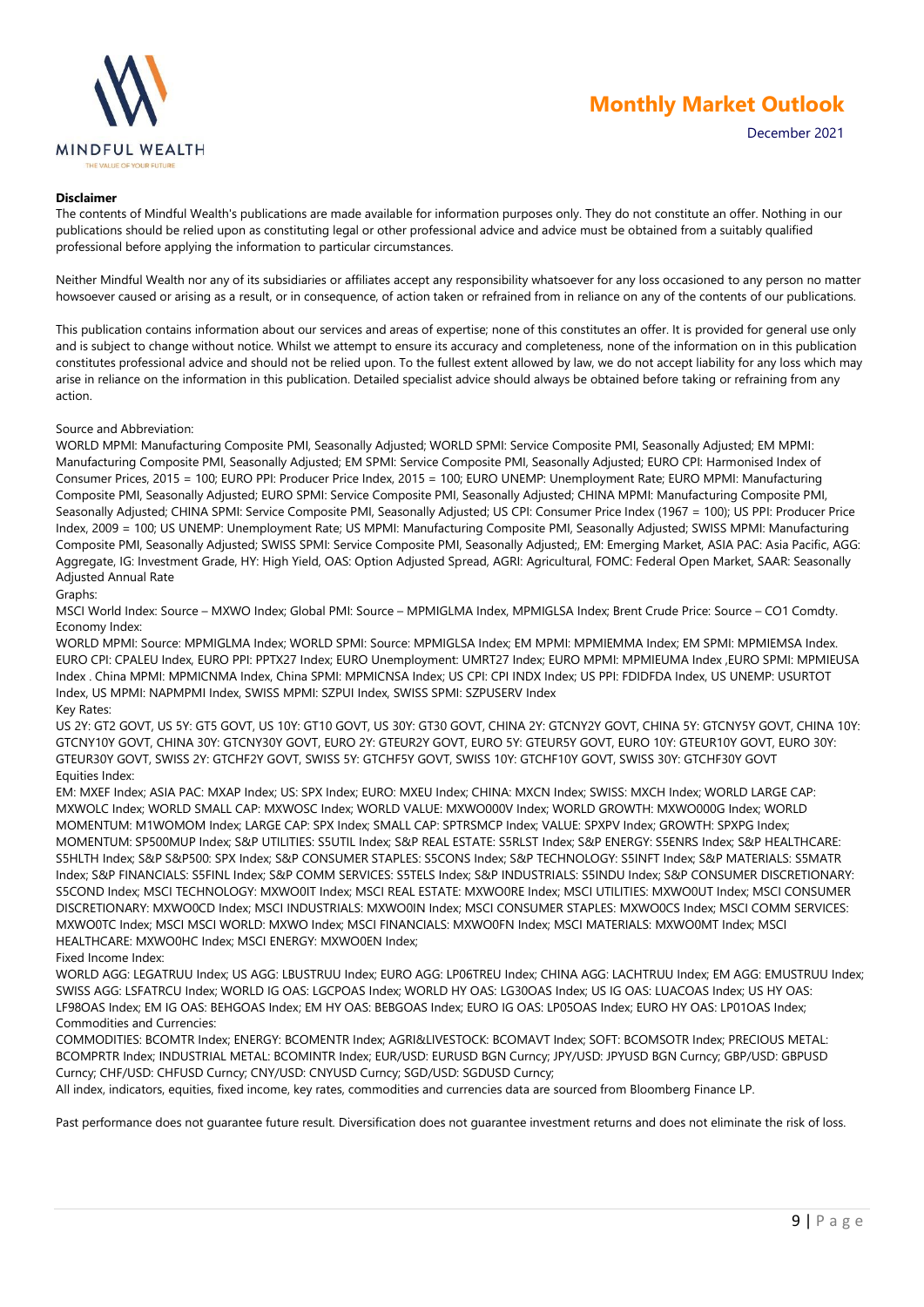**Disclaimer**

The contents of Mindful Wealth's publications are made available for information purposes only. They do not constitute an offer. Nothing in our publications should be relied upon as constituting legal or other professional advice and advice must be obtained from a suitably qualified professional before applying the information to particular circumstances.

Neither Mindful Wealth nor any of its subsidiaries or affiliates accept any responsibility whatsoever for any loss occasioned to any person no matter howsoever caused or arising as a result, or in consequence, of action taken or refrained from in reliance on any of the contents of our publications.

This publication contains information about our services and areas of expertise; none of this constitutes an offer. It is provided for general use only and is subject to change without notice. Whilst we attempt to ensure its accuracy and completeness, none of the information on in this publication constitutes professional advice and should not be relied upon. To the fullest extent allowed by law, we do not accept liability for any loss which may arise in reliance on the information in this publication. Detailed specialist advice should always be obtained before taking or refraining from any action.

Source and Abbreviation:

WORLD MPMI: Manufacturing Composite PMI, Seasonally Adjusted; WORLD SPMI: Service Composite PMI, Seasonally Adjusted; EM MPMI: Manufacturing Composite PMI, Seasonally Adjusted; EM SPMI: Service Composite PMI, Seasonally Adjusted; EURO CPI: Harmonised Index of Consumer Prices, 2015 = 100; EURO PPI: Producer Price Index, 2015 = 100; EURO UNEMP: Unemployment Rate; EURO MPMI: Manufacturing Composite PMI, Seasonally Adjusted; EURO SPMI: Service Composite PMI, Seasonally Adjusted; CHINA MPMI: Manufacturing Composite PMI, Seasonally Adjusted; CHINA SPMI: Service Composite PMI, Seasonally Adjusted; US CPI: Consumer Price Index (1967 = 100); US PPI: Producer Price Index, 2009 = 100; US UNEMP: Unemployment Rate; US MPMI: Manufacturing Composite PMI, Seasonally Adjusted; SWISS MPMI: Manufacturing Composite PMI, Seasonally Adjusted; SWISS SPMI: Service Composite PMI, Seasonally Adjusted;, EM: Emerging Market, ASIA PAC: Asia Pacific, AGG: Aggregate, IG: Investment Grade, HY: High Yield, OAS: Option Adjusted Spread, AGRI: Agricultural, FOMC: Federal Open Market, SAAR: Seasonally Adjusted Annual Rate

Graphs:

MSCI World Index: Source – MXWO Index; Global PMI: Source – MPMIGLMA Index, MPMIGLSA Index; Brent Crude Price: Source – CO1 Comdty.

Economy Index:

WORLD MPMI: Source: MPMIGLMA Index; WORLD SPMI: Source: MPMIGLSA Index; EM MPMI: MPMIEMMA Index; EM SPMI: MPMIEMSA Index. EURO CPI: CPALEU Index, EURO PPI: PPTX27 Index; EURO Unemployment: UMRT27 Index; EURO MPMI: MPMIEUMA Index ,EURO SPMI: MPMIEUSA Index . China MPMI: MPMICNMA Index, China SPMI: MPMICNSA Index; US CPI: CPI INDX Index; US PPI: FDIDFDA Index, US UNEMP: USURTOT Index, US MPMI: NAPMPMI Index, SWISS MPMI: SZPUI Index, SWISS SPMI: SZPUSERV Index

Key Rates:

US 2Y: GT2 GOVT, US 5Y: GT5 GOVT, US 10Y: GT10 GOVT, US 30Y: GT30 GOVT, CHINA 2Y: GTCNY2Y GOVT, CHINA 5Y: GTCNY5Y GOVT, CHINA 10Y: GTCNY10Y GOVT, CHINA 30Y: GTCNY30Y GOVT, EURO 2Y: GTEUR2Y GOVT, EURO 5Y: GTEUR5Y GOVT, EURO 10Y: GTEUR10Y GOVT, EURO 30Y: GTEUR30Y GOVT, SWISS 2Y: GTCHF2Y GOVT, SWISS 5Y: GTCHF5Y GOVT, SWISS 10Y: GTCHF10Y GOVT, SWISS 30Y: GTCHF30Y GOVT

Equities Index:

EM: MXEF Index; ASIA PAC: MXAP Index; US: SPX Index; EURO: MXEU Index; CHINA: MXCN Index; SWISS: MXCH Index; WORLD LARGE CAP: MXWOLC Index; WORLD SMALL CAP: MXWOSC Index; WORLD VALUE: MXWO000V Index; WORLD GROWTH: MXWO000G Index; WORLD MOMENTUM: M1WOMOM Index; LARGE CAP: SPX Index; SMALL CAP: SPTRSMCP Index; VALUE: SPXPV Index; GROWTH: SPXPG Index; MOMENTUM: SP500MUP Index; S&P UTILITIES: S5UTIL Index; S&P REAL ESTATE: S5RLST Index; S&P ENERGY: S5ENRS Index; S&P HEALTHCARE: S5HLTH Index; S&P S&P500: SPX Index; S&P CONSUMER STAPLES: S5CONS Index; S&P TECHNOLOGY: S5INFT Index; S&P MATERIALS: S5MATR Index; S&P FINANCIALS: S5FINL Index; S&P COMM SERVICES: S5TELS Index; S&P INDUSTRIALS: S5INDU Index; S&P CONSUMER DISCRETIONARY: S5COND Index; MSCI TECHNOLOGY: MXWO0IT Index; MSCI REAL ESTATE: MXWO0RE Index; MSCI UTILITIES: MXWO0UT Index; MSCI CONSUMER DISCRETIONARY: MXWO0CD Index; MSCI INDUSTRIALS: MXWO0IN Index; MSCI CONSUMER STAPLES: MXWO0CS Index; MSCI COMM SERVICES: MXWO0TC Index; MSCI MSCI WORLD: MXWO Index; MSCI FINANCIALS: MXWO0FN Index; MSCI MATERIALS: MXWO0MT Index; MSCI HEALTHCARE: MXWO0HC Index; MSCI ENERGY: MXWO0EN Index;

Fixed Income Index:

WORLD AGG: LEGATRUU Index; US AGG: LBUSTRUU Index; EURO AGG: LP06TREU Index; CHINA AGG: LACHTRUU Index; EM AGG: EMUSTRUU Index; SWISS AGG: LSFATRCU Index; WORLD IG OAS: LGCPOAS Index; WORLD HY OAS: LG30OAS Index; US IG OAS: LUACOAS Index; US HY OAS: LF98OAS Index; EM IG OAS: BEHGOAS Index; EM HY OAS: BEBGOAS Index; EURO IG OAS: LP05OAS Index; EURO HY OAS: LP01OAS Index;

Commodities and Currencies:

COMMODITIES: BCOMTR Index; ENERGY: BCOMENTR Index; AGRI&LIVESTOCK: BCOMAVT Index; SOFT: BCOMSOTR Index; PRECIOUS METAL: BCOMPRTR Index; INDUSTRIAL METAL: BCOMINTR Index; EUR/USD: EURUSD BGN Curncy; JPY/USD: JPYUSD BGN Curncy; GBP/USD: GBPUSD Curncy; CHF/USD: CHFUSD Curncy; CNY/USD: CNYUSD Curncy; SGD/USD: SGDUSD Curncy;

All index, indicators, equities, fixed income, key rates, commodities and currencies data are sourced from Bloomberg Finance LP.

Past performance does not guarantee future result. Diversification does not guarantee investment returns and does not eliminate the risk of loss.